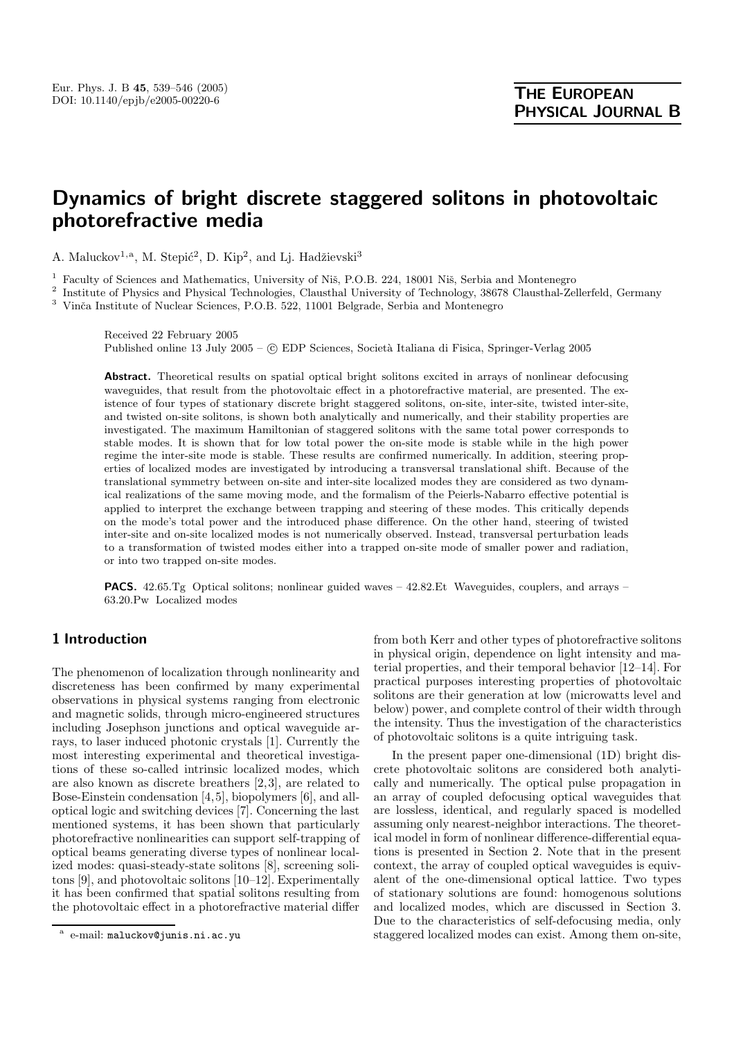# Dynamics of bright discrete staggered solitons in photovoltaic photorefractive media

A. Maluckov[1,a], M. Stepić[2], D. Kip[2], and Lj. Hadžievski[3]

[1] Faculty of Sciences and Mathematics, University of Niš, P.O.B. 224, 18001 Niš, Serbia and Montenegro
[2] Institute of Physics and Physical Technologies, Clausthal University of Technology, 38678 Clausthal-Zellerfeld, Germany
[3] Vinča Institute of Nuclear Sciences, P.O.B. 522, 11001 Belgrade, Serbia and Montenegro

Received 22 February 2005
Published online 13 July 2005 – © EDP Sciences, Società Italiana di Fisica, Springer-Verlag 2005

**Abstract.** Theoretical results on spatial optical bright solitons excited in arrays of nonlinear defocusing waveguides, that result from the photovoltaic effect in a photorefractive material, are presented. The existence of four types of stationary discrete bright staggered solitons, on-site, inter-site, twisted inter-site, and twisted on-site solitons, is shown both analytically and numerically, and their stability properties are investigated. The maximum Hamiltonian of staggered solitons with the same total power corresponds to stable modes. It is shown that for low total power the on-site mode is stable while in the high power regime the inter-site mode is stable. These results are confirmed numerically. In addition, steering properties of localized modes are investigated by introducing a transversal translational shift. Because of the translational symmetry between on-site and inter-site localized modes they are considered as two dynamical realizations of the same moving mode, and the formalism of the Peierls-Nabarro effective potential is applied to interpret the exchange between trapping and steering of these modes. This critically depends on the mode's total power and the introduced phase difference. On the other hand, steering of twisted inter-site and on-site localized modes is not numerically observed. Instead, transversal perturbation leads to a transformation of twisted modes either into a trapped on-site mode of smaller power and radiation, or into two trapped on-site modes.

**PACS.** 42.65.Tg Optical solitons; nonlinear guided waves – 42.82.Et Waveguides, couplers, and arrays – 63.20.Pw Localized modes

## 1 Introduction

The phenomenon of localization through nonlinearity and discreteness has been confirmed by many experimental observations in physical systems ranging from electronic and magnetic solids, through micro-engineered structures including Josephson junctions and optical waveguide arrays, to laser induced photonic crystals [1]. Currently the most interesting experimental and theoretical investigations of these so-called intrinsic localized modes, which are also known as discrete breathers [2,3], are related to Bose-Einstein condensation [4,5], biopolymers [6], and all-optical logic and switching devices [7]. Concerning the last mentioned systems, it has been shown that particularly photorefractive nonlinearities can support self-trapping of optical beams generating diverse types of nonlinear localized modes: quasi-steady-state solitons [8], screening solitons [9], and photovoltaic solitons [10–12]. Experimentally it has been confirmed that spatial solitons resulting from the photovoltaic effect in a photorefractive material differ from both Kerr and other types of photorefractive solitons in physical origin, dependence on light intensity and material properties, and their temporal behavior [12–14]. For practical purposes interesting properties of photovoltaic solitons are their generation at low (microwatts level and below) power, and complete control of their width through the intensity. Thus the investigation of the characteristics of photovoltaic solitons is a quite intriguing task.

In the present paper one-dimensional (1D) bright discrete photovoltaic solitons are considered both analytically and numerically. The optical pulse propagation in an array of coupled defocusing optical waveguides that are lossless, identical, and regularly spaced is modelled assuming only nearest-neighbor interactions. The theoretical model in form of nonlinear difference-differential equations is presented in Section 2. Note that in the present context, the array of coupled optical waveguides is equivalent of the one-dimensional optical lattice. Two types of stationary solutions are found: homogenous solutions and localized modes, which are discussed in Section 3. Due to the characteristics of self-defocusing media, only staggered localized modes can exist. Among them on-site,

[a] e-mail: maluckov@junis.ni.ac.yu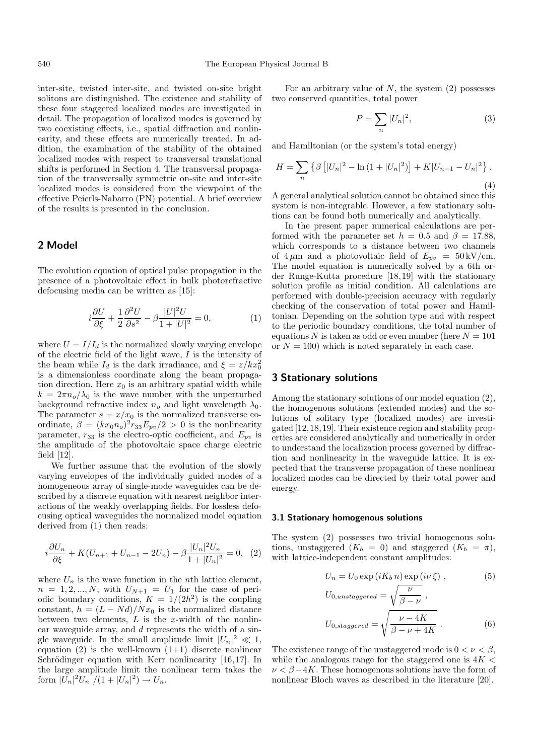inter-site, twisted inter-site, and twisted on-site bright solitons are distinguished. The existence and stability of these four staggered localized modes are investigated in detail. The propagation of localized modes is governed by two coexisting effects, i.e., spatial diffraction and nonlinearity, and these effects are numerically treated. In addition, the examination of the stability of the obtained localized modes with respect to transversal translational shifts is performed in Section 4. The transversal propagation of the transversally symmetric on-site and inter-site localized modes is considered from the viewpoint of the effective Peierls-Nabarro (PN) potential. A brief overview of the results is presented in the conclusion.

## 2 Model

The evolution equation of optical pulse propagation in the presence of a photovoltaic effect in bulk photorefractive defocusing media can be written as [15]:

$$i\frac{\partial U}{\partial \xi} + \frac{1}{2}\frac{\partial^2 U}{\partial s^2} - \beta\frac{|U|^2 U}{1+|U|^2} = 0, \tag{1}$$

where $U = I/I_d$ is the normalized slowly varying envelope of the electric field of the light wave, $I$ is the intensity of the beam while $I_d$ is the dark irradiance, and $\xi = z/kx_0^2$ is a dimensionless coordinate along the beam propagation direction. Here $x_0$ is an arbitrary spatial width while $k = 2\pi n_o/\lambda_0$ is the wave number with the unperturbed background refractive index $n_o$ and light wavelength $\lambda_0$. The parameter $s = x/x_0$ is the normalized transverse coordinate, $\beta = (kx_0 n_o)^2 r_{33} E_{pv}/2 > 0$ is the nonlinearity parameter, $r_{33}$ is the electro-optic coefficient, and $E_{pv}$ is the amplitude of the photovoltaic space charge electric field [12].

We further assume that the evolution of the slowly varying envelopes of the individually guided modes of a homogeneous array of single-mode waveguides can be described by a discrete equation with nearest neighbor interactions of the weakly overlapping fields. For lossless defocusing optical waveguides the normalized model equation derived from (1) then reads:

$$i\frac{\partial U_n}{\partial \xi} + K(U_{n+1} + U_{n-1} - 2U_n) - \beta\frac{|U_n|^2 U_n}{1+|U_n|^2} = 0, \tag{2}$$

where $U_n$ is the wave function in the $n$th lattice element, $n = 1, 2, ..., N$, with $U_{N+1} = U_1$ for the case of periodic boundary conditions, $K = 1/(2h^2)$ is the coupling constant, $h = (L - Nd)/Nx_0$ is the normalized distance between two elements, $L$ is the $x$-width of the nonlinear waveguide array, and $d$ represents the width of a single waveguide. In the small amplitude limit $|U_n|^2 \ll 1$, equation (2) is the well-known (1+1) discrete nonlinear Schrödinger equation with Kerr nonlinearity [16,17]. In the large amplitude limit the nonlinear term takes the form $|U_n|^2 U_n \;/(1 + |U_n|^2) \to U_n$.

For an arbitrary value of $N$, the system (2) possesses two conserved quantities, total power

$$P = \sum_n |U_n|^2, \tag{3}$$

and Hamiltonian (or the system's total energy)

$$H = \sum_n \left\{\beta\left[|U_n|^2 - \ln\left(1 + |U_n|^2\right)\right] + K|U_{n-1} - U_n|^2\right\}. \tag{4}$$

A general analytical solution cannot be obtained since this system is non-integrable. However, a few stationary solutions can be found both numerically and analytically.

In the present paper numerical calculations are performed with the parameter set $h = 0.5$ and $\beta = 17.88$, which corresponds to a distance between two channels of $4\,\mu$m and a photovoltaic field of $E_{pv} = 50\,$kV/cm. The model equation is numerically solved by a 6th order Runge-Kutta procedure [18,19] with the stationary solution profile as initial condition. All calculations are performed with double-precision accuracy with regularly checking of the conservation of total power and Hamiltonian. Depending on the solution type and with respect to the periodic boundary conditions, the total number of equations $N$ is taken as odd or even number (here $N = 101$ or $N = 100$) which is noted separately in each case.

## 3 Stationary solutions

Among the stationary solutions of our model equation (2), the homogenous solutions (extended modes) and the solutions of solitary type (localized modes) are investigated [12,18,19]. Their existence region and stability properties are considered analytically and numerically in order to understand the localization process governed by diffraction and nonlinearity in the waveguide lattice. It is expected that the transverse propagation of these nonlinear localized modes can be directed by their total power and energy.

### 3.1 Stationary homogenous solutions

The system (2) possesses two trivial homogenous solutions, unstaggered ($K_b = 0$) and staggered ($K_b = \pi$), with lattice-independent constant amplitudes:

$$U_n = U_0 \exp\left(iK_b\, n\right) \exp\left(i\nu\, \xi\right), \tag{5}$$

$$U_{0,unstaggered} = \sqrt{\frac{\nu}{\beta - \nu}}\,,$$

$$U_{0,staggered} = \sqrt{\frac{\nu - 4K}{\beta - \nu + 4K}}\,. \tag{6}$$

The existence range of the unstaggered mode is $0 < \nu < \beta$, while the analogous range for the staggered one is $4K < \nu < \beta - 4K$. These homogenous solutions have the form of nonlinear Bloch waves as described in the literature [20].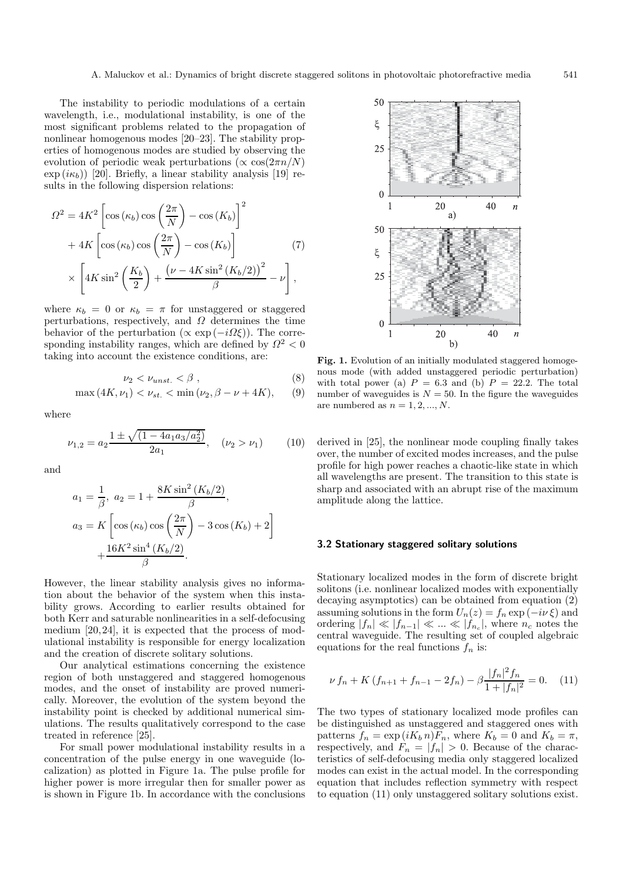The instability to periodic modulations of a certain wavelength, i.e., modulational instability, is one of the most significant problems related to the propagation of nonlinear homogenous modes [20–23]. The stability properties of homogenous modes are studied by observing the evolution of periodic weak perturbations ($\propto \cos(2\pi n/N)$ $\exp(i\kappa_b)$) [20]. Briefly, a linear stability analysis [19] results in the following dispersion relations:

$$
\begin{aligned}
\Omega^2 &= 4K^2\left[\cos(\kappa_b)\cos\left(\frac{2\pi}{N}\right)-\cos(K_b)\right]^2 \\
&+ 4K\left[\cos(\kappa_b)\cos\left(\frac{2\pi}{N}\right)-\cos(K_b)\right] \\
&\times\left[4K\sin^2\left(\frac{K_b}{2}\right)+\frac{\left(\nu-4K\sin^2(K_b/2)\right)^2}{\beta}-\nu\right],
\end{aligned}
\tag{7}
$$

where $\kappa_b = 0$ or $\kappa_b = \pi$ for unstaggered or staggered perturbations, respectively, and $\Omega$ determines the time behavior of the perturbation ($\propto \exp(-i\Omega\xi)$). The corresponding instability ranges, which are defined by $\Omega^2 < 0$ taking into account the existence conditions, are:

$$\nu_2 < \nu_{unst.} < \beta\ , \tag{8}$$

$$\max(4K, \nu_1) < \nu_{st.} < \min(\nu_2, \beta - \nu + 4K), \tag{9}$$

where

$$\nu_{1,2} = a_2\frac{1 \pm \sqrt{(1-4a_1a_3/a_2^2)}}{2a_1}, \quad (\nu_2 > \nu_1) \tag{10}$$

and

$$
\begin{aligned}
a_1 &= \frac{1}{\beta},\ a_2 = 1 + \frac{8K\sin^2(K_b/2)}{\beta}, \\
a_3 &= K\left[\cos(\kappa_b)\cos\left(\frac{2\pi}{N}\right) - 3\cos(K_b) + 2\right] \\
&+ \frac{16K^2\sin^4(K_b/2)}{\beta}.
\end{aligned}
$$

However, the linear stability analysis gives no information about the behavior of the system when this instability grows. According to earlier results obtained for both Kerr and saturable nonlinearities in a self-defocusing medium [20,24], it is expected that the process of modulational instability is responsible for energy localization and the creation of discrete solitary solutions.

Our analytical estimations concerning the existence region of both unstaggered and staggered homogenous modes, and the onset of instability are proved numerically. Moreover, the evolution of the system beyond the instability point is checked by additional numerical simulations. The results qualitatively correspond to the case treated in reference [25].

For small power modulational instability results in a concentration of the pulse energy in one waveguide (localization) as plotted in Figure 1a. The pulse profile for higher power is more irregular then for smaller power as is shown in Figure 1b. In accordance with the conclusions derived in [25], the nonlinear mode coupling finally takes over, the number of excited modes increases, and the pulse profile for high power reaches a chaotic-like state in which all wavelengths are present. The transition to this state is sharp and associated with an abrupt rise of the maximum amplitude along the lattice.

**Fig. 1.** Evolution of an initially modulated staggered homogenous mode (with added unstaggered periodic perturbation) with total power (a) $P = 6.3$ and (b) $P = 22.2$. The total number of waveguides is $N = 50$. In the figure the waveguides are numbered as $n = 1, 2, ..., N$.

### 3.2 Stationary staggered solitary solutions

Stationary localized modes in the form of discrete bright solitons (i.e. nonlinear localized modes with exponentially decaying asymptotics) can be obtained from equation (2) assuming solutions in the form $U_n(z) = f_n \exp(-i\nu\,\xi)$ and ordering $|f_n| \ll |f_{n-1}| \ll ... \ll |f_{n_c}|$, where $n_c$ notes the central waveguide. The resulting set of coupled algebraic equations for the real functions $f_n$ is:

$$\nu\, f_n + K\,(f_{n+1} + f_{n-1} - 2f_n) - \beta\frac{|f_n|^2 f_n}{1+|f_n|^2} = 0. \tag{11}$$

The two types of stationary localized mode profiles can be distinguished as unstaggered and staggered ones with patterns $f_n = \exp(iK_b\, n)F_n$, where $K_b = 0$ and $K_b = \pi$, respectively, and $F_n = |f_n| > 0$. Because of the characteristics of self-defocusing media only staggered localized modes can exist in the actual model. In the corresponding equation that includes reflection symmetry with respect to equation (11) only unstaggered solitary solutions exist.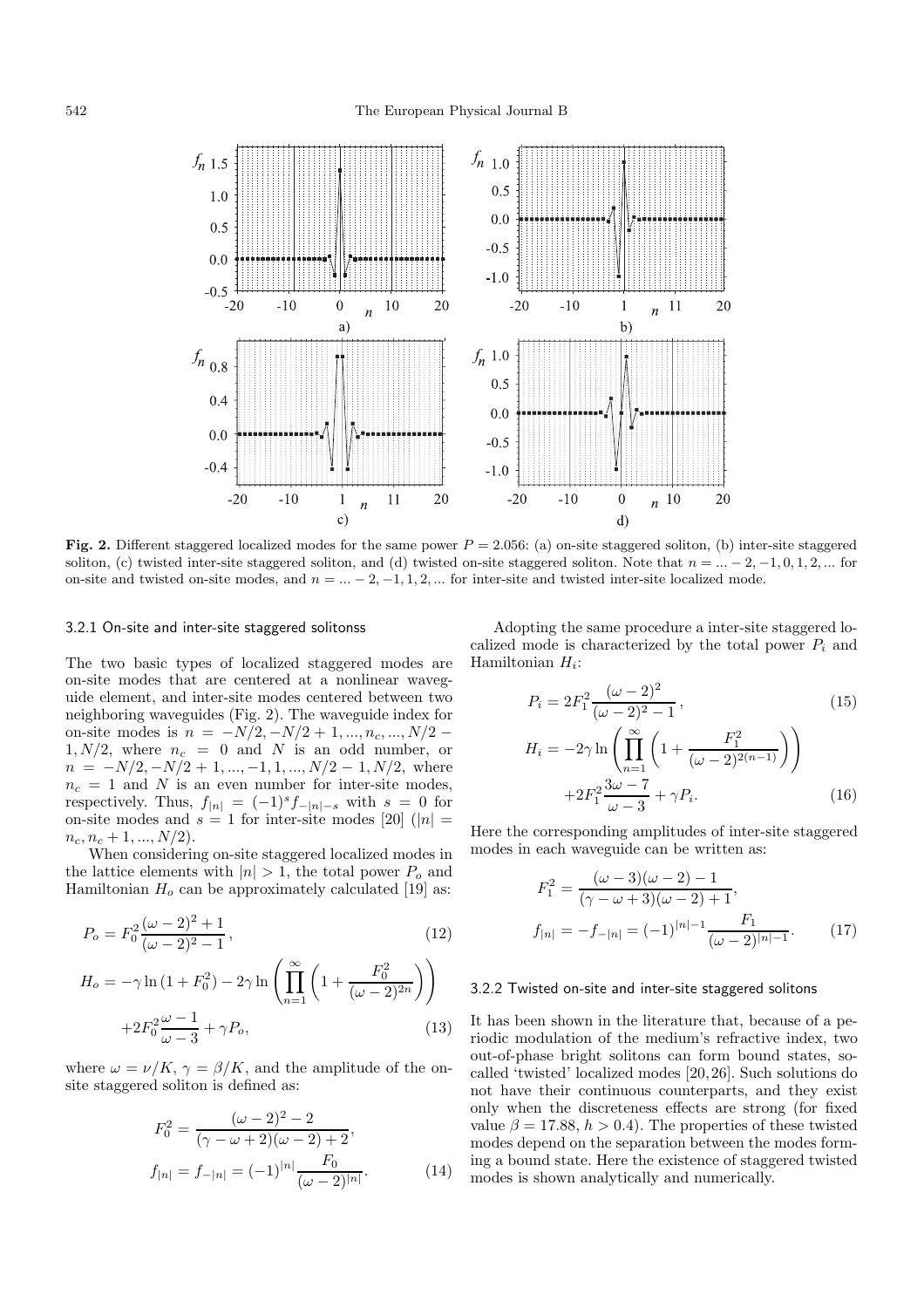**Fig. 2.** Different staggered localized modes for the same power $P = 2.056$: (a) on-site staggered soliton, (b) inter-site staggered soliton, (c) twisted inter-site staggered soliton, and (d) twisted on-site staggered soliton. Note that $n = ... - 2, -1, 0, 1, 2, ...$ for on-site and twisted on-site modes, and $n = ... - 2, -1, 1, 2, ...$ for inter-site and twisted inter-site localized mode.

#### 3.2.1 On-site and inter-site staggered solitonss

The two basic types of localized staggered modes are on-site modes that are centered at a nonlinear waveguide element, and inter-site modes centered between two neighboring waveguides (Fig. 2). The waveguide index for on-site modes is $n = -N/2, -N/2+1, ..., n_c, ..., N/2-1, N/2$, where $n_c = 0$ and $N$ is an odd number, or $n = -N/2, -N/2+1, ..., -1, 1, ..., N/2-1, N/2$, where $n_c = 1$ and $N$ is an even number for inter-site modes, respectively. Thus, $f_{|n|} = (-1)^s f_{-|n|-s}$ with $s = 0$ for on-site modes and $s = 1$ for inter-site modes [20] ($|n| = n_c, n_c+1, ..., N/2$).

When considering on-site staggered localized modes in the lattice elements with $|n| > 1$, the total power $P_o$ and Hamiltonian $H_o$ can be approximately calculated [19] as:

$$P_o = F_0^2 \frac{(\omega-2)^2+1}{(\omega-2)^2-1}, \tag{12}$$

$$H_o = -\gamma \ln\left(1+F_0^2\right) - 2\gamma \ln\left(\prod_{n=1}^{\infty}\left(1+\frac{F_0^2}{(\omega-2)^{2n}}\right)\right) + 2F_0^2 \frac{\omega-1}{\omega-3} + \gamma P_o, \tag{13}$$

where $\omega = \nu/K$, $\gamma = \beta/K$, and the amplitude of the on-site staggered soliton is defined as:

$$F_0^2 = \frac{(\omega-2)^2-2}{(\gamma-\omega+2)(\omega-2)+2},$$
$$f_{|n|} = f_{-|n|} = (-1)^{|n|} \frac{F_0}{(\omega-2)^{|n|}}. \tag{14}$$

Adopting the same procedure a inter-site staggered localized mode is characterized by the total power $P_i$ and Hamiltonian $H_i$:

$$P_i = 2F_1^2 \frac{(\omega-2)^2}{(\omega-2)^2-1}, \tag{15}$$

$$H_i = -2\gamma \ln\left(\prod_{n=1}^{\infty}\left(1+\frac{F_1^2}{(\omega-2)^{2(n-1)}}\right)\right) + 2F_1^2 \frac{3\omega-7}{\omega-3} + \gamma P_i. \tag{16}$$

Here the corresponding amplitudes of inter-site staggered modes in each waveguide can be written as:

$$F_1^2 = \frac{(\omega-3)(\omega-2)-1}{(\gamma-\omega+3)(\omega-2)+1},$$
$$f_{|n|} = -f_{-|n|} = (-1)^{|n|-1} \frac{F_1}{(\omega-2)^{|n|-1}}. \tag{17}$$

#### 3.2.2 Twisted on-site and inter-site staggered solitons

It has been shown in the literature that, because of a periodic modulation of the medium's refractive index, two out-of-phase bright solitons can form bound states, so-called 'twisted' localized modes [20,26]. Such solutions do not have their continuous counterparts, and they exist only when the discreteness effects are strong (for fixed value $\beta = 17.88$, $h > 0.4$). The properties of these twisted modes depend on the separation between the modes forming a bound state. Here the existence of staggered twisted modes is shown analytically and numerically.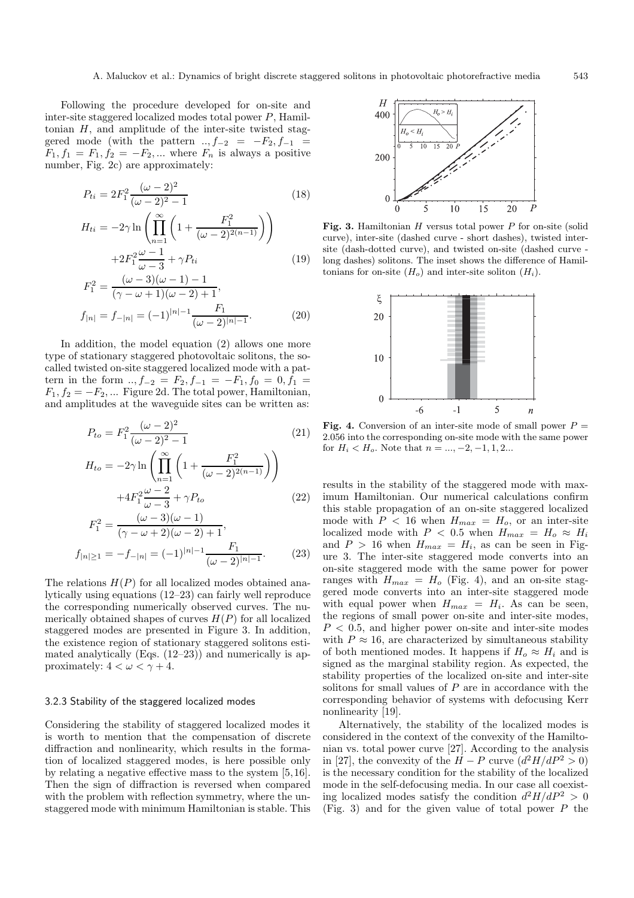Following the procedure developed for on-site and inter-site staggered localized modes total power $P$, Hamiltonian $H$, and amplitude of the inter-site twisted staggered mode (with the pattern $.., f_{-2} = -F_2, f_{-1} = F_1, f_1 = F_1, f_2 = -F_2, ...$ where $F_n$ is always a positive number, Fig. 2c) are approximately:

$$P_{ti} = 2F_1^2 \frac{(\omega-2)^2}{(\omega-2)^2-1} \tag{18}$$

$$H_{ti} = -2\gamma \ln\left(\prod_{n=1}^{\infty}\left(1+\frac{F_1^2}{(\omega-2)^{2(n-1)}}\right)\right) + 2F_1^2\frac{\omega-1}{\omega-3} + \gamma P_{ti} \tag{19}$$

$$F_1^2 = \frac{(\omega-3)(\omega-1)-1}{(\gamma-\omega+1)(\omega-2)+1},$$

$$f_{|n|} = f_{-|n|} = (-1)^{|n|-1}\frac{F_1}{(\omega-2)^{|n|-1}}. \tag{20}$$

In addition, the model equation (2) allows one more type of stationary staggered photovoltaic solitons, the so-called twisted on-site staggered localized mode with a pattern in the form $.., f_{-2} = F_2, f_{-1} = -F_1, f_0 = 0, f_1 = F_1, f_2 = -F_2, ...$ Figure 2d. The total power, Hamiltonian, and amplitudes at the waveguide sites can be written as:

$$P_{to} = F_1^2 \frac{(\omega-2)^2}{(\omega-2)^2-1} \tag{21}$$

$$H_{to} = -2\gamma \ln\left(\prod_{n=1}^{\infty}\left(1+\frac{F_1^2}{(\omega-2)^{2(n-1)}}\right)\right) + 4F_1^2\frac{\omega-2}{\omega-3} + \gamma P_{to} \tag{22}$$

$$F_1^2 = \frac{(\omega-3)(\omega-1)}{(\gamma-\omega+2)(\omega-2)+1},$$

$$f_{|n|\geq 1} = -f_{-|n|} = (-1)^{|n|-1}\frac{F_1}{(\omega-2)^{|n|-1}}. \tag{23}$$

The relations $H(P)$ for all localized modes obtained analytically using equations (12–23) can fairly well reproduce the corresponding numerically observed curves. The numerically obtained shapes of curves $H(P)$ for all localized staggered modes are presented in Figure 3. In addition, the existence region of stationary staggered solitons estimated analytically (Eqs. (12–23)) and numerically is approximately: $4 < \omega < \gamma + 4$.

### 3.2.3 Stability of the staggered localized modes

Considering the stability of staggered localized modes it is worth to mention that the compensation of discrete diffraction and nonlinearity, which results in the formation of localized staggered modes, is here possible only by relating a negative effective mass to the system [5,16]. Then the sign of diffraction is reversed when compared with the problem with reflection symmetry, where the unstaggered mode with minimum Hamiltonian is stable. This results in the stability of the staggered mode with maximum Hamiltonian. Our numerical calculations confirm this stable propagation of an on-site staggered localized mode with $P < 16$ when $H_{max} = H_o$, or an inter-site localized mode with $P < 0.5$ when $H_{max} = H_o \approx H_i$ and $P > 16$ when $H_{max} = H_i$, as can be seen in Figure 3. The inter-site staggered mode converts into an on-site staggered mode with the same power for power ranges with $H_{max} = H_o$ (Fig. 4), and an on-site staggered mode converts into an inter-site staggered mode with equal power when $H_{max} = H_i$. As can be seen, the regions of small power on-site and inter-site modes, $P < 0.5$, and higher power on-site and inter-site modes with $P \approx 16$, are characterized by simultaneous stability of both mentioned modes. It happens if $H_o \approx H_i$ and is signed as the marginal stability region. As expected, the stability properties of the localized on-site and inter-site solitons for small values of $P$ are in accordance with the corresponding behavior of systems with defocusing Kerr nonlinearity [19].

Alternatively, the stability of the localized modes is considered in the context of the convexity of the Hamiltonian vs. total power curve [27]. According to the analysis in [27], the convexity of the $H - P$ curve ($d^2H/dP^2 > 0$) is the necessary condition for the stability of the localized mode in the self-defocusing media. In our case all coexisting localized modes satisfy the condition $d^2H/dP^2 > 0$ (Fig. 3) and for the given value of total power $P$ the

**Fig. 3.** Hamiltonian $H$ versus total power $P$ for on-site (solid curve), inter-site (dashed curve - short dashes), twisted inter-site (dash-dotted curve), and twisted on-site (dashed curve - long dashes) solitons. The inset shows the difference of Hamiltonians for on-site ($H_o$) and inter-site soliton ($H_i$).

**Fig. 4.** Conversion of an inter-site mode of small power $P = 2.056$ into the corresponding on-site mode with the same power for $H_i < H_o$. Note that $n = ..., -2, -1, 1, 2...$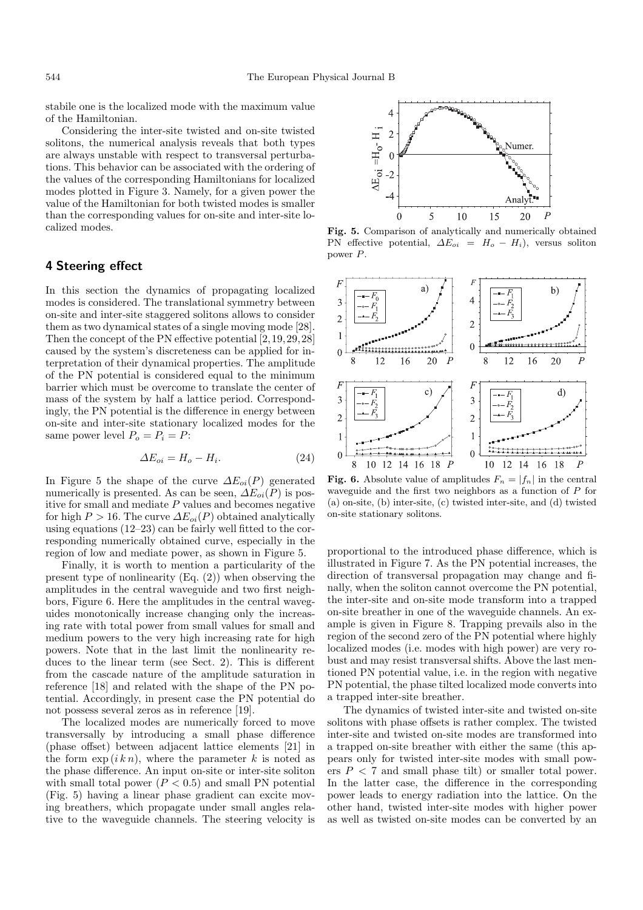stabile one is the localized mode with the maximum value of the Hamiltonian.

Considering the inter-site twisted and on-site twisted solitons, the numerical analysis reveals that both types are always unstable with respect to transversal perturbations. This behavior can be associated with the ordering of the values of the corresponding Hamiltonians for localized modes plotted in Figure 3. Namely, for a given power the value of the Hamiltonian for both twisted modes is smaller than the corresponding values for on-site and inter-site localized modes.

## 4 Steering effect

In this section the dynamics of propagating localized modes is considered. The translational symmetry between on-site and inter-site staggered solitons allows to consider them as two dynamical states of a single moving mode [28]. Then the concept of the PN effective potential [2,19,29,28] caused by the system's discreteness can be applied for interpretation of their dynamical properties. The amplitude of the PN potential is considered equal to the minimum barrier which must be overcome to translate the center of mass of the system by half a lattice period. Correspondingly, the PN potential is the difference in energy between on-site and inter-site stationary localized modes for the same power level $P_o = P_i = P$:

$$\Delta E_{oi} = H_o - H_i. \tag{24}$$

In Figure 5 the shape of the curve $\Delta E_{oi}(P)$ generated numerically is presented. As can be seen, $\Delta E_{oi}(P)$ is positive for small and mediate $P$ values and becomes negative for high $P > 16$. The curve $\Delta E_{oi}(P)$ obtained analytically using equations (12–23) can be fairly well fitted to the corresponding numerically obtained curve, especially in the region of low and mediate power, as shown in Figure 5.

Finally, it is worth to mention a particularity of the present type of nonlinearity (Eq. (2)) when observing the amplitudes in the central waveguide and two first neighbors, Figure 6. Here the amplitudes in the central waveguides monotonically increase changing only the increasing rate with total power from small values for small and medium powers to the very high increasing rate for high powers. Note that in the last limit the nonlinearity reduces to the linear term (see Sect. 2). This is different from the cascade nature of the amplitude saturation in reference [18] and related with the shape of the PN potential. Accordingly, in present case the PN potential do not possess several zeros as in reference [19].

The localized modes are numerically forced to move transversally by introducing a small phase difference (phase offset) between adjacent lattice elements [21] in the form $\exp(i\,k\,n)$, where the parameter $k$ is noted as the phase difference. An input on-site or inter-site soliton with small total power ($P < 0.5$) and small PN potential (Fig. 5) having a linear phase gradient can excite moving breathers, which propagate under small angles relative to the waveguide channels. The steering velocity is proportional to the introduced phase difference, which is illustrated in Figure 7. As the PN potential increases, the direction of transversal propagation may change and finally, when the soliton cannot overcome the PN potential, the inter-site and on-site mode transform into a trapped on-site breather in one of the waveguide channels. An example is given in Figure 8. Trapping prevails also in the region of the second zero of the PN potential where highly localized modes (i.e. modes with high power) are very robust and may resist transversal shifts. Above the last mentioned PN potential value, i.e. in the region with negative PN potential, the phase tilted localized mode converts into a trapped inter-site breather.

The dynamics of twisted inter-site and twisted on-site solitons with phase offsets is rather complex. The twisted inter-site and twisted on-site modes are transformed into a trapped on-site breather with either the same (this appears only for twisted inter-site modes with small powers $P < 7$ and small phase tilt) or smaller total power. In the latter case, the difference in the corresponding power leads to energy radiation into the lattice. On the other hand, twisted inter-site modes with higher power as well as twisted on-site modes can be converted by an

**Fig. 5.** Comparison of analytically and numerically obtained PN effective potential, $\Delta E_{oi} = H_o - H_i$), versus soliton power $P$.

**Fig. 6.** Absolute value of amplitudes $F_n = |f_n|$ in the central waveguide and the first two neighbors as a function of $P$ for (a) on-site, (b) inter-site, (c) twisted inter-site, and (d) twisted on-site stationary solitons.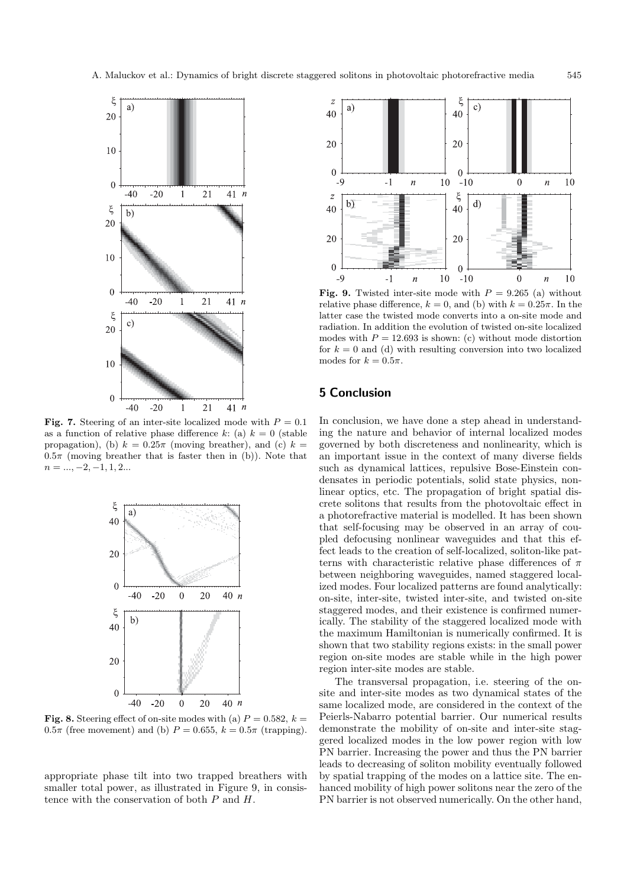**Fig. 7.** Steering of an inter-site localized mode with $P = 0.1$ as a function of relative phase difference $k$: (a) $k = 0$ (stable propagation), (b) $k = 0.25\pi$ (moving breather), and (c) $k = 0.5\pi$ (moving breather that is faster then in (b)). Note that $n = ..., -2, -1, 1, 2...$

**Fig. 8.** Steering effect of on-site modes with (a) $P = 0.582$, $k = 0.5\pi$ (free movement) and (b) $P = 0.655$, $k = 0.5\pi$ (trapping).

appropriate phase tilt into two trapped breathers with smaller total power, as illustrated in Figure 9, in consistence with the conservation of both $P$ and $H$.

**Fig. 9.** Twisted inter-site mode with $P = 9.265$ (a) without relative phase difference, $k = 0$, and (b) with $k = 0.25\pi$. In the latter case the twisted mode converts into a on-site mode and radiation. In addition the evolution of twisted on-site localized modes with $P = 12.693$ is shown: (c) without mode distortion for $k = 0$ and (d) with resulting conversion into two localized modes for $k = 0.5\pi$.

## 5 Conclusion

In conclusion, we have done a step ahead in understanding the nature and behavior of internal localized modes governed by both discreteness and nonlinearity, which is an important issue in the context of many diverse fields such as dynamical lattices, repulsive Bose-Einstein condensates in periodic potentials, solid state physics, nonlinear optics, etc. The propagation of bright spatial discrete solitons that results from the photovoltaic effect in a photorefractive material is modelled. It has been shown that self-focusing may be observed in an array of coupled defocusing nonlinear waveguides and that this effect leads to the creation of self-localized, soliton-like patterns with characteristic relative phase differences of $\pi$ between neighboring waveguides, named staggered localized modes. Four localized patterns are found analytically: on-site, inter-site, twisted inter-site, and twisted on-site staggered modes, and their existence is confirmed numerically. The stability of the staggered localized mode with the maximum Hamiltonian is numerically confirmed. It is shown that two stability regions exists: in the small power region on-site modes are stable while in the high power region inter-site modes are stable.

The transversal propagation, i.e. steering of the on-site and inter-site modes as two dynamical states of the same localized mode, are considered in the context of the Peierls-Nabarro potential barrier. Our numerical results demonstrate the mobility of on-site and inter-site staggered localized modes in the low power region with low PN barrier. Increasing the power and thus the PN barrier leads to decreasing of soliton mobility eventually followed by spatial trapping of the modes on a lattice site. The enhanced mobility of high power solitons near the zero of the PN barrier is not observed numerically. On the other hand,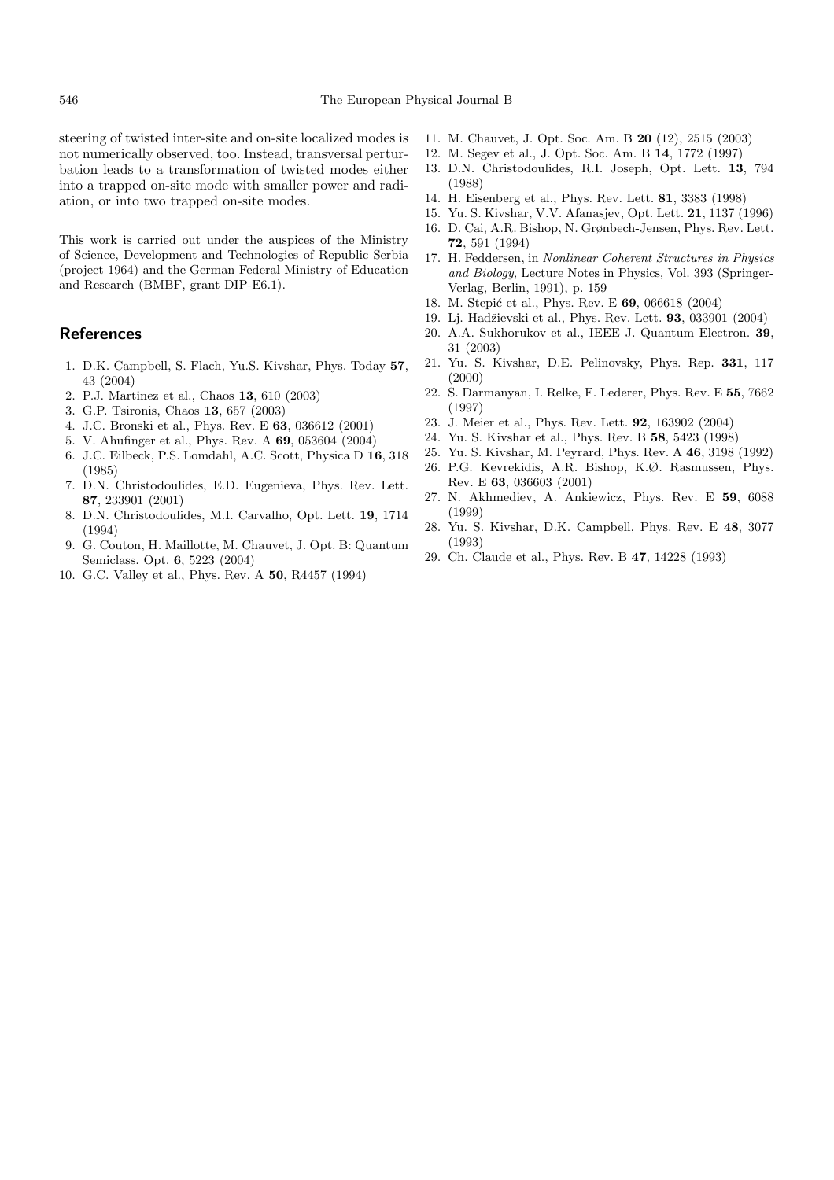steering of twisted inter-site and on-site localized modes is not numerically observed, too. Instead, transversal perturbation leads to a transformation of twisted modes either into a trapped on-site mode with smaller power and radiation, or into two trapped on-site modes.

This work is carried out under the auspices of the Ministry of Science, Development and Technologies of Republic Serbia (project 1964) and the German Federal Ministry of Education and Research (BMBF, grant DIP-E6.1).

## References

1. D.K. Campbell, S. Flach, Yu.S. Kivshar, Phys. Today **57**, 43 (2004)
2. P.J. Martinez et al., Chaos **13**, 610 (2003)
3. G.P. Tsironis, Chaos **13**, 657 (2003)
4. J.C. Bronski et al., Phys. Rev. E **63**, 036612 (2001)
5. V. Ahufinger et al., Phys. Rev. A **69**, 053604 (2004)
6. J.C. Eilbeck, P.S. Lomdahl, A.C. Scott, Physica D **16**, 318 (1985)
7. D.N. Christodoulides, E.D. Eugenieva, Phys. Rev. Lett. **87**, 233901 (2001)
8. D.N. Christodoulides, M.I. Carvalho, Opt. Lett. **19**, 1714 (1994)
9. G. Couton, H. Maillotte, M. Chauvet, J. Opt. B: Quantum Semiclass. Opt. **6**, 5223 (2004)
10. G.C. Valley et al., Phys. Rev. A **50**, R4457 (1994)
11. M. Chauvet, J. Opt. Soc. Am. B **20** (12), 2515 (2003)
12. M. Segev et al., J. Opt. Soc. Am. B **14**, 1772 (1997)
13. D.N. Christodoulides, R.I. Joseph, Opt. Lett. **13**, 794 (1988)
14. H. Eisenberg et al., Phys. Rev. Lett. **81**, 3383 (1998)
15. Yu. S. Kivshar, V.V. Afanasjev, Opt. Lett. **21**, 1137 (1996)
16. D. Cai, A.R. Bishop, N. Grønbech-Jensen, Phys. Rev. Lett. **72**, 591 (1994)
17. H. Feddersen, in *Nonlinear Coherent Structures in Physics and Biology*, Lecture Notes in Physics, Vol. 393 (Springer-Verlag, Berlin, 1991), p. 159
18. M. Stepić et al., Phys. Rev. E **69**, 066618 (2004)
19. Lj. Hadžievski et al., Phys. Rev. Lett. **93**, 033901 (2004)
20. A.A. Sukhorukov et al., IEEE J. Quantum Electron. **39**, 31 (2003)
21. Yu. S. Kivshar, D.E. Pelinovsky, Phys. Rep. **331**, 117 (2000)
22. S. Darmanyan, I. Relke, F. Lederer, Phys. Rev. E **55**, 7662 (1997)
23. J. Meier et al., Phys. Rev. Lett. **92**, 163902 (2004)
24. Yu. S. Kivshar et al., Phys. Rev. B **58**, 5423 (1998)
25. Yu. S. Kivshar, M. Peyrard, Phys. Rev. A **46**, 3198 (1992)
26. P.G. Kevrekidis, A.R. Bishop, K.Ø. Rasmussen, Phys. Rev. E **63**, 036603 (2001)
27. N. Akhmediev, A. Ankiewicz, Phys. Rev. E **59**, 6088 (1999)
28. Yu. S. Kivshar, D.K. Campbell, Phys. Rev. E **48**, 3077 (1993)
29. Ch. Claude et al., Phys. Rev. B **47**, 14228 (1993)